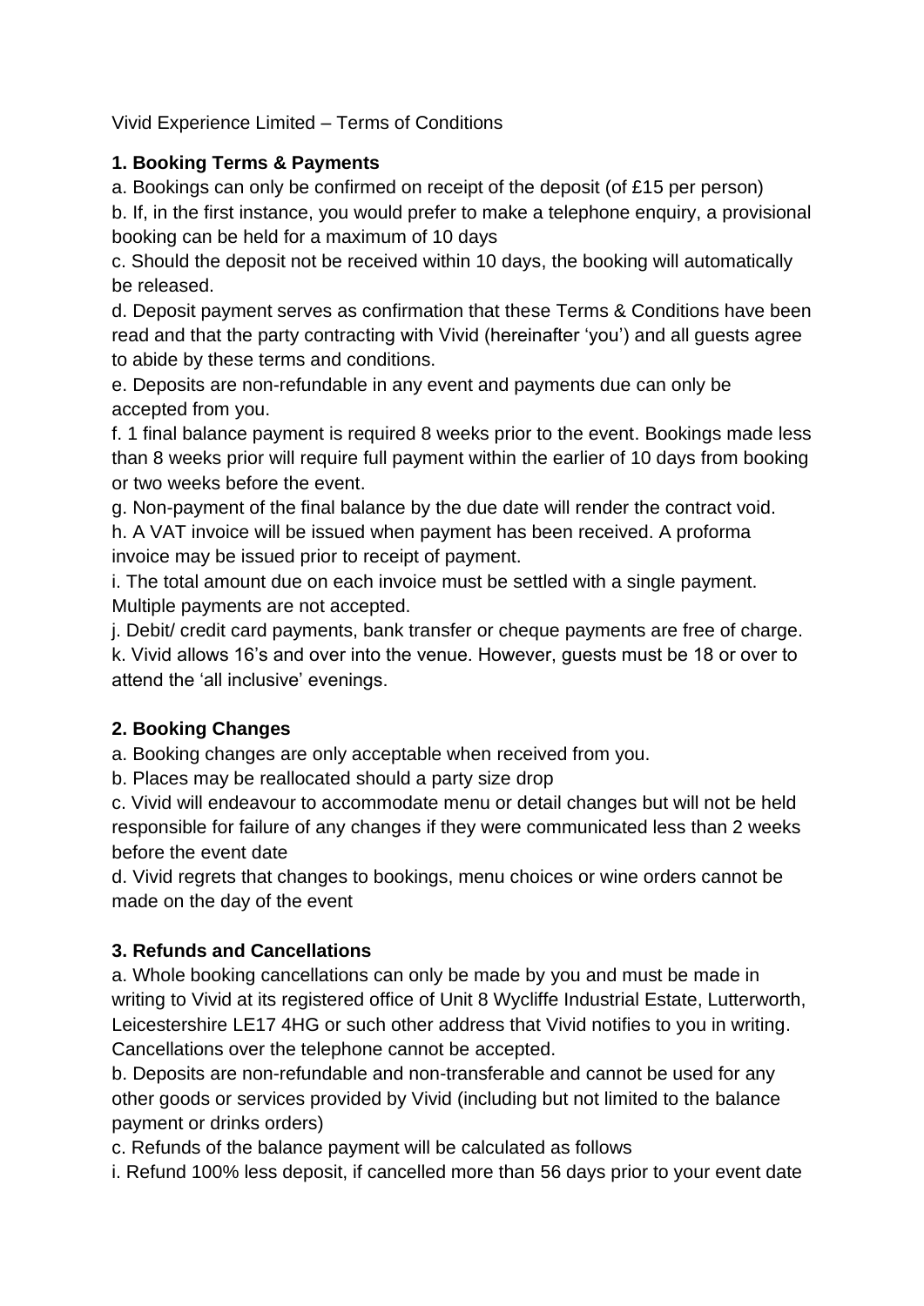Vivid Experience Limited – Terms of Conditions

**1. Booking Terms & Payments**

a. Bookings can only be confirmed on receipt of the deposit (of £15 per person)

b. If, in the first instance, you would prefer to make a telephone enquiry, a provisional booking can be held for a maximum of 10 days

c. Should the deposit not be received within 10 days, the booking will automatically be released.

d. Deposit payment serves as confirmation that these Terms & Conditions have been read and that the party contracting with Vivid (hereinafter 'you') and all guests agree to abide by these terms and conditions.

e. Deposits are non-refundable in any event and payments due can only be accepted from you.

f. 1 final balance payment is required 8 weeks prior to the event. Bookings made less than 8 weeks prior will require full payment within the earlier of 10 days from booking or two weeks before the event.

g. Non-payment of the final balance by the due date will render the contract void.

h. A VAT invoice will be issued when payment has been received. A proforma invoice may be issued prior to receipt of payment.

i. The total amount due on each invoice must be settled with a single payment. Multiple payments are not accepted.

j. Debit/ credit card payments, bank transfer or cheque payments are free of charge.

k. Vivid allows 16's and over into the venue. However, guests must be 18 or over to attend the 'all inclusive' evenings.

**2. Booking Changes**

a. Booking changes are only acceptable when received from you.

b. Places may be reallocated should a party size drop

c. Vivid will endeavour to accommodate menu or detail changes but will not be held responsible for failure of any changes if they were communicated less than 2 weeks before the event date

d. Vivid regrets that changes to bookings, menu choices or wine orders cannot be made on the day of the event

**3. Refunds and Cancellations**

a. Whole booking cancellations can only be made by you and must be made in writing to Vivid at its registered office of Unit 8 Wycliffe Industrial Estate, Lutterworth, Leicestershire LE17 4HG or such other address that Vivid notifies to you in writing. Cancellations over the telephone cannot be accepted.

b. Deposits are non-refundable and non-transferable and cannot be used for any other goods or services provided by Vivid (including but not limited to the balance payment or drinks orders)

c. Refunds of the balance payment will be calculated as follows

i. Refund 100% less deposit, if cancelled more than 56 days prior to your event date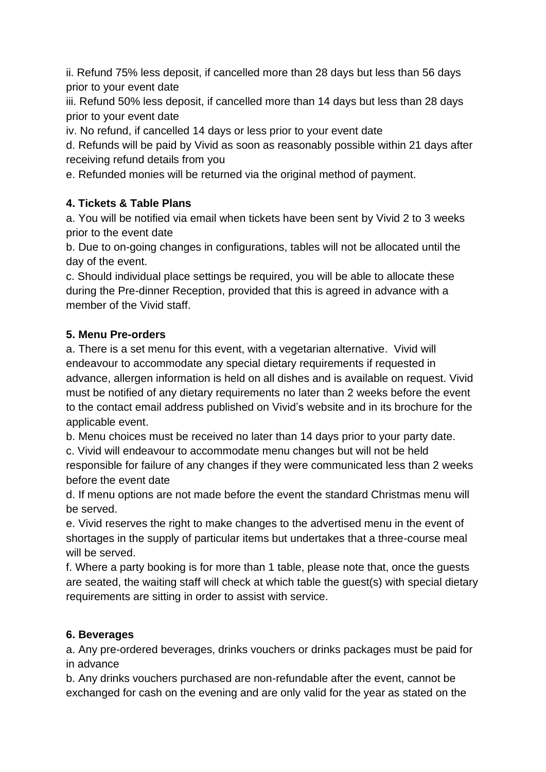ii. Refund 75% less deposit, if cancelled more than 28 days but less than 56 days prior to your event date

iii. Refund 50% less deposit, if cancelled more than 14 days but less than 28 days prior to your event date

iv. No refund, if cancelled 14 days or less prior to your event date

d. Refunds will be paid by Vivid as soon as reasonably possible within 21 days after receiving refund details from you

e. Refunded monies will be returned via the original method of payment.

**4. Tickets & Table Plans**

a. You will be notified via email when tickets have been sent by Vivid 2 to 3 weeks prior to the event date

b. Due to on-going changes in configurations, tables will not be allocated until the day of the event.

c. Should individual place settings be required, you will be able to allocate these during the Pre-dinner Reception, provided that this is agreed in advance with a member of the Vivid staff.

**5. Menu Pre-orders**

a. There is a set menu for this event, with a vegetarian alternative. Vivid will endeavour to accommodate any special dietary requirements if requested in advance, allergen information is held on all dishes and is available on request. Vivid must be notified of any dietary requirements no later than 2 weeks before the event to the contact email address published on Vivid's website and in its brochure for the applicable event.

b. Menu choices must be received no later than 14 days prior to your party date.

c. Vivid will endeavour to accommodate menu changes but will not be held responsible for failure of any changes if they were communicated less than 2 weeks before the event date

d. If menu options are not made before the event the standard Christmas menu will be served.

e. Vivid reserves the right to make changes to the advertised menu in the event of shortages in the supply of particular items but undertakes that a three-course meal will be served.

f. Where a party booking is for more than 1 table, please note that, once the guests are seated, the waiting staff will check at which table the guest(s) with special dietary requirements are sitting in order to assist with service.

**6. Beverages**

a. Any pre-ordered beverages, drinks vouchers or drinks packages must be paid for in advance

b. Any drinks vouchers purchased are non-refundable after the event, cannot be exchanged for cash on the evening and are only valid for the year as stated on the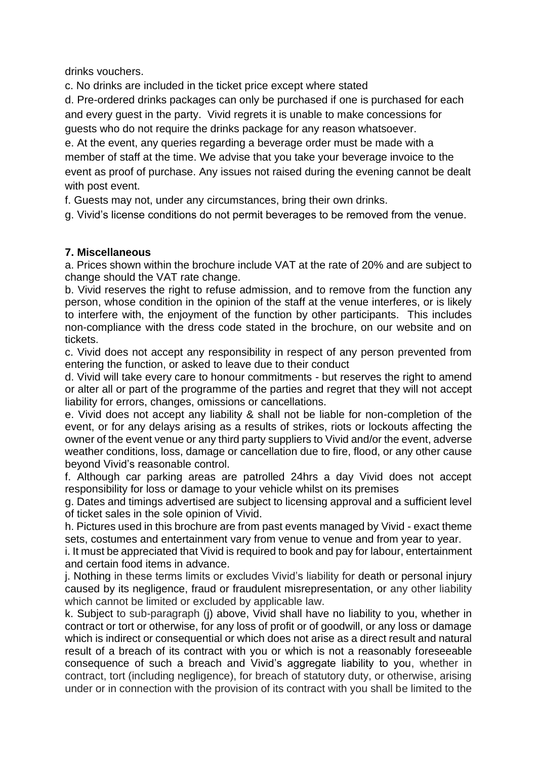drinks vouchers.

c. No drinks are included in the ticket price except where stated

d. Pre-ordered drinks packages can only be purchased if one is purchased for each and every guest in the party. Vivid regrets it is unable to make concessions for guests who do not require the drinks package for any reason whatsoever.

e. At the event, any queries regarding a beverage order must be made with a member of staff at the time. We advise that you take your beverage invoice to the event as proof of purchase. Any issues not raised during the evening cannot be dealt with post event.

f. Guests may not, under any circumstances, bring their own drinks.

g. Vivid's license conditions do not permit beverages to be removed from the venue.

**7. Miscellaneous**

a. Prices shown within the brochure include VAT at the rate of 20% and are subject to change should the VAT rate change.

b. Vivid reserves the right to refuse admission, and to remove from the function any person, whose condition in the opinion of the staff at the venue interferes, or is likely to interfere with, the enjoyment of the function by other participants. This includes non-compliance with the dress code stated in the brochure, on our website and on tickets.

c. Vivid does not accept any responsibility in respect of any person prevented from entering the function, or asked to leave due to their conduct

d. Vivid will take every care to honour commitments - but reserves the right to amend or alter all or part of the programme of the parties and regret that they will not accept liability for errors, changes, omissions or cancellations.

e. Vivid does not accept any liability & shall not be liable for non-completion of the event, or for any delays arising as a results of strikes, riots or lockouts affecting the owner of the event venue or any third party suppliers to Vivid and/or the event, adverse weather conditions, loss, damage or cancellation due to fire, flood, or any other cause beyond Vivid's reasonable control.

f. Although car parking areas are patrolled 24hrs a day Vivid does not accept responsibility for loss or damage to your vehicle whilst on its premises

g. Dates and timings advertised are subject to licensing approval and a sufficient level of ticket sales in the sole opinion of Vivid.

h. Pictures used in this brochure are from past events managed by Vivid - exact theme sets, costumes and entertainment vary from venue to venue and from year to year.

i. It must be appreciated that Vivid is required to book and pay for labour, entertainment and certain food items in advance.

j. Nothing in these terms limits or excludes Vivid's liability for death or personal injury caused by its negligence, fraud or fraudulent misrepresentation, or any other liability which cannot be limited or excluded by applicable law.

k. Subject to sub-paragraph (j) above, Vivid shall have no liability to you, whether in contract or tort or otherwise, for any loss of profit or of goodwill, or any loss or damage which is indirect or consequential or which does not arise as a direct result and natural result of a breach of its contract with you or which is not a reasonably foreseeable consequence of such a breach and Vivid's aggregate liability to you, whether in contract, tort (including negligence), for breach of statutory duty, or otherwise, arising under or in connection with the provision of its contract with you shall be limited to the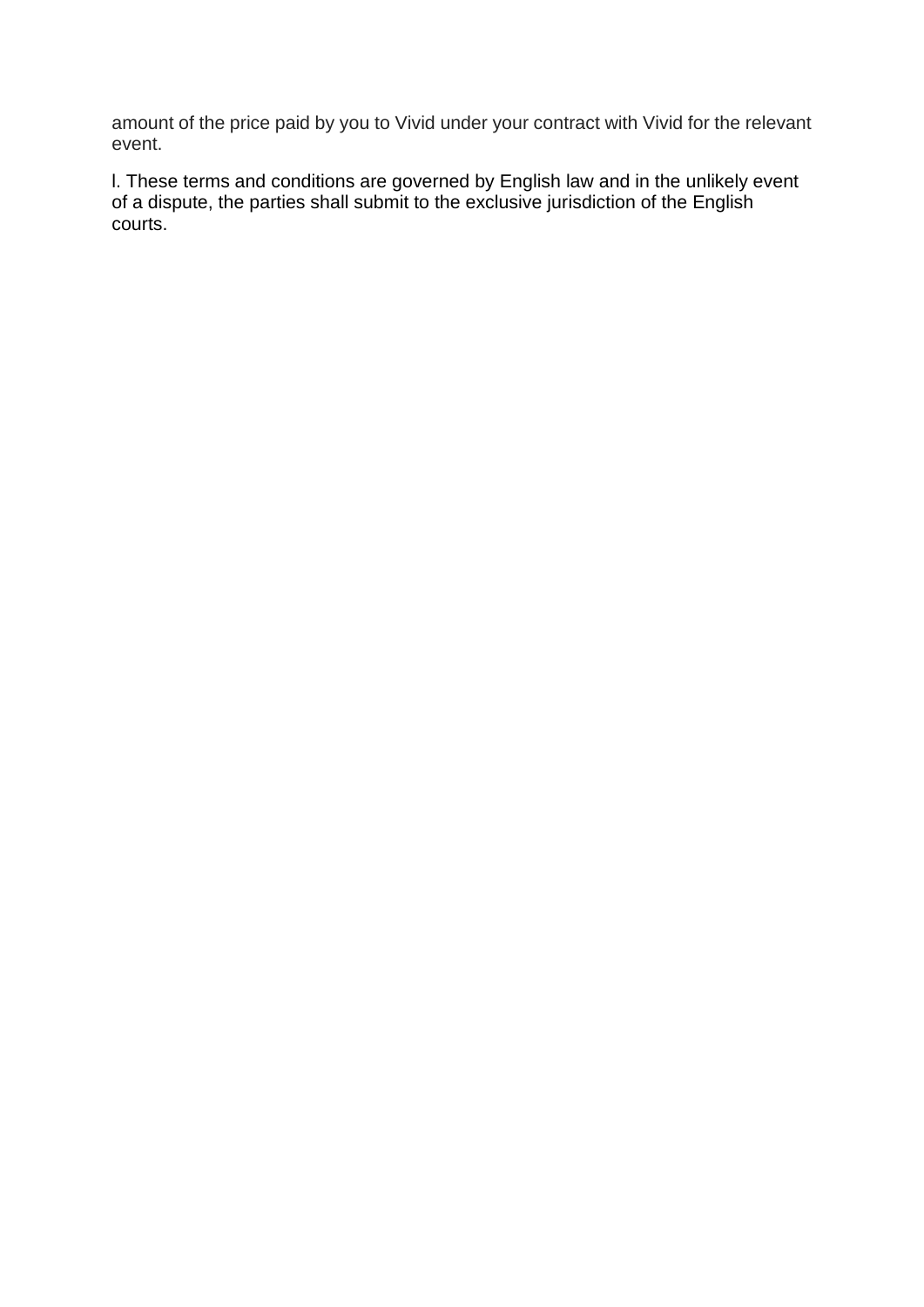amount of the price paid by you to Vivid under your contract with Vivid for the relevant event.

l. These terms and conditions are governed by English law and in the unlikely event of a dispute, the parties shall submit to the exclusive jurisdiction of the English courts.